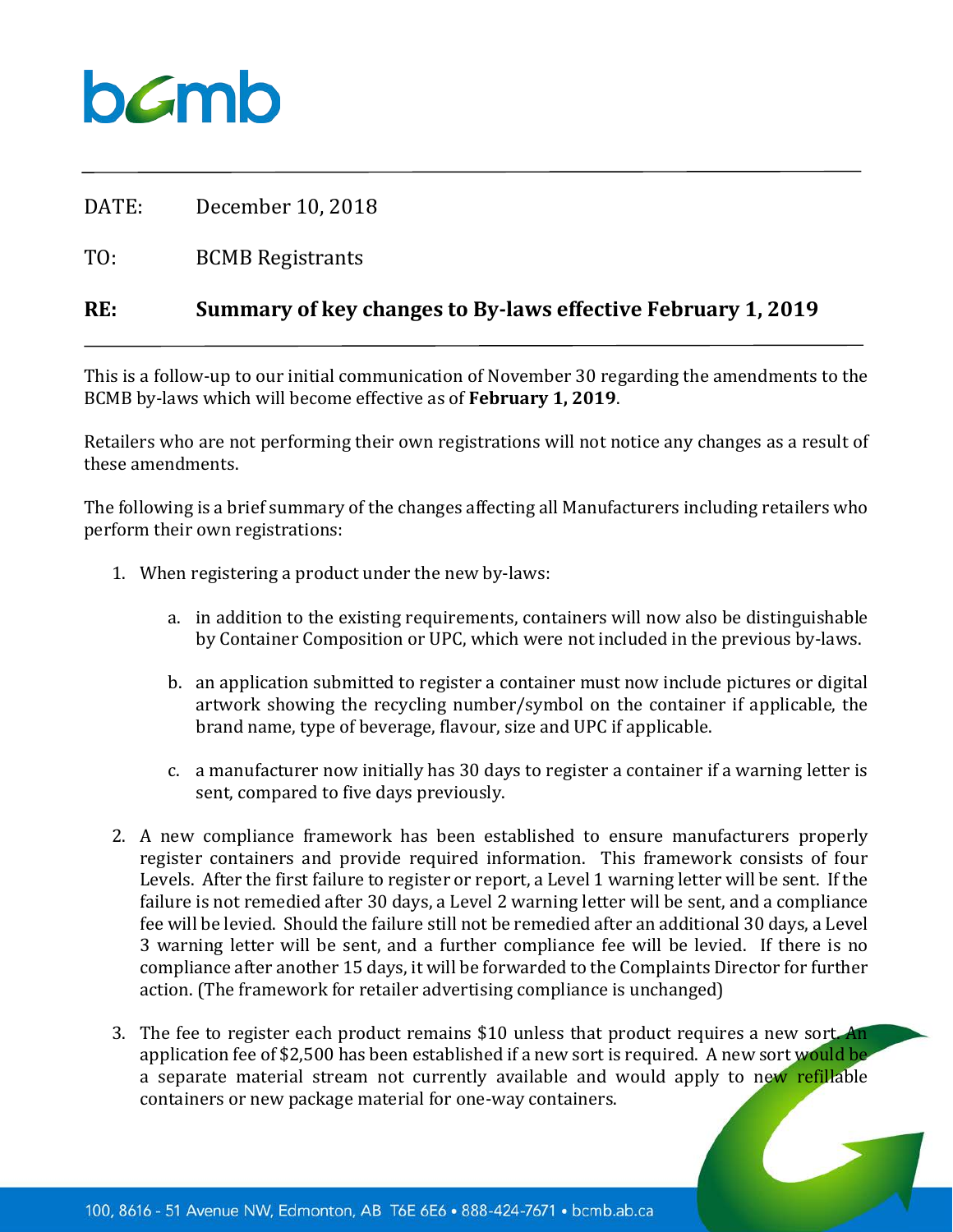bcmb

DATE: December 10, 2018

TO: BCMB Registrants

**RE: Summary of key changes to By-laws effective February 1, 2019**

This is a follow-up to our initial communication of November 30 regarding the amendments to the BCMB by-laws which will become effective as of **February 1, 2019**.

Retailers who are not performing their own registrations will not notice any changes as a result of these amendments.

The following is a brief summary of the changes affecting all Manufacturers including retailers who perform their own registrations:

1. When registering a product under the new by-laws:

   a. in addition to the existing requirements, containers will now also be distinguishable by Container Composition or UPC, which were not included in the previous by-laws.

   b. an application submitted to register a container must now include pictures or digital artwork showing the recycling number/symbol on the container if applicable, the brand name, type of beverage, flavour, size and UPC if applicable.

   c. a manufacturer now initially has 30 days to register a container if a warning letter is sent, compared to five days previously.

2. A new compliance framework has been established to ensure manufacturers properly register containers and provide required information. This framework consists of four Levels. After the first failure to register or report, a Level 1 warning letter will be sent. If the failure is not remedied after 30 days, a Level 2 warning letter will be sent, and a compliance fee will be levied. Should the failure still not be remedied after an additional 30 days, a Level 3 warning letter will be sent, and a further compliance fee will be levied. If there is no compliance after another 15 days, it will be forwarded to the Complaints Director for further action. (The framework for retailer advertising compliance is unchanged)

3. The fee to register each product remains $10 unless that product requires a new sort. An application fee of $2,500 has been established if a new sort is required. A new sort would be a separate material stream not currently available and would apply to new refillable containers or new package material for one-way containers.

100, 8616 - 51 Avenue NW, Edmonton, AB T6E 6E6 • 888-424-7671 • bcmb.ab.ca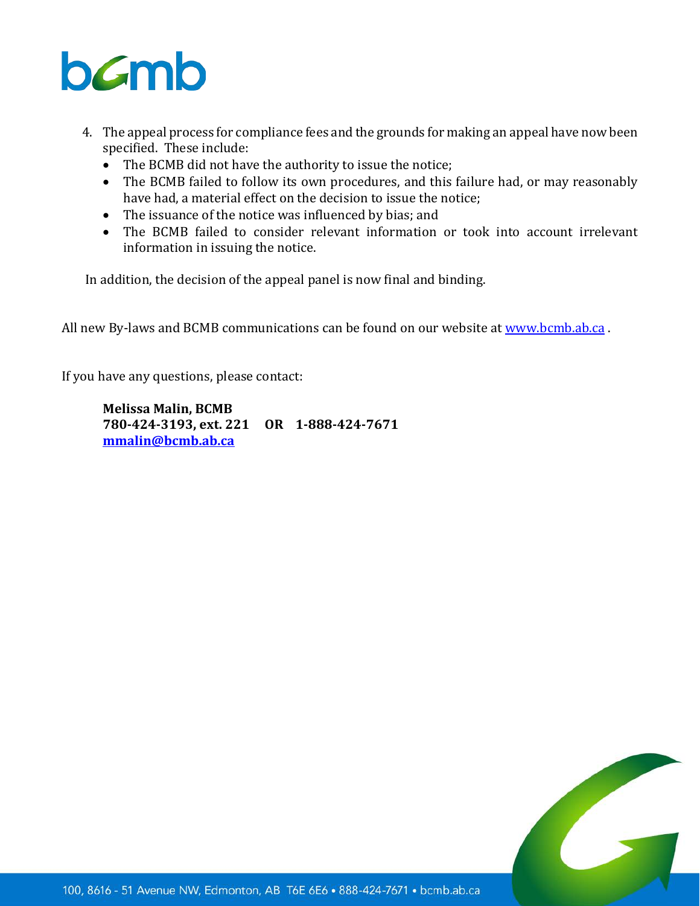4. The appeal process for compliance fees and the grounds for making an appeal have now been specified. These include:
   - The BCMB did not have the authority to issue the notice;
   - The BCMB failed to follow its own procedures, and this failure had, or may reasonably have had, a material effect on the decision to issue the notice;
   - The issuance of the notice was influenced by bias; and
   - The BCMB failed to consider relevant information or took into account irrelevant information in issuing the notice.

   In addition, the decision of the appeal panel is now final and binding.

All new By-laws and BCMB communications can be found on our website at [www.bcmb.ab.ca](http://www.bcmb.ab.ca) .

If you have any questions, please contact:

**Melissa Malin, BCMB**
**780-424-3193, ext. 221 OR 1-888-424-7671**
**[mmalin@bcmb.ab.ca](mailto:mmalin@bcmb.ab.ca)**